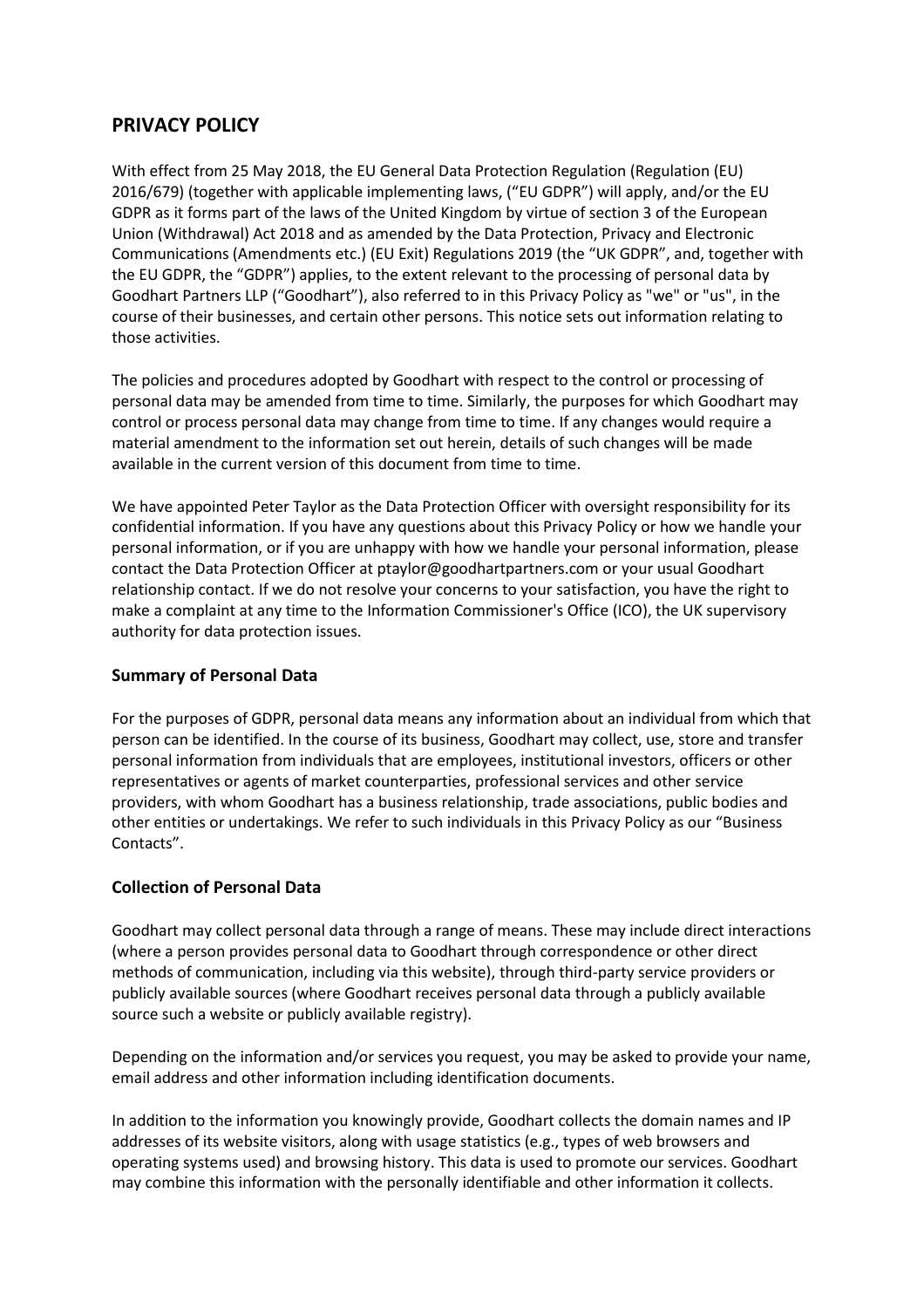## PRIVACY POLICY

With effect from 25 May 2018, the EU General Data Protection Regulation (Regulation (EU) 2016/679) (together with applicable implementing laws, ("EU GDPR") will apply, and/or the EU GDPR as it forms part of the laws of the United Kingdom by virtue of section 3 of the European Union (Withdrawal) Act 2018 and as amended by the Data Protection, Privacy and Electronic Communications (Amendments etc.) (EU Exit) Regulations 2019 (the "UK GDPR", and, together with the EU GDPR, the "GDPR") applies, to the extent relevant to the processing of personal data by Goodhart Partners LLP ("Goodhart"), also referred to in this Privacy Policy as "we" or "us", in the course of their businesses, and certain other persons. This notice sets out information relating to those activities.

The policies and procedures adopted by Goodhart with respect to the control or processing of personal data may be amended from time to time. Similarly, the purposes for which Goodhart may control or process personal data may change from time to time. If any changes would require a material amendment to the information set out herein, details of such changes will be made available in the current version of this document from time to time.

We have appointed Peter Taylor as the Data Protection Officer with oversight responsibility for its confidential information. If you have any questions about this Privacy Policy or how we handle your personal information, or if you are unhappy with how we handle your personal information, please contact the Data Protection Officer at ptaylor@goodhartpartners.com or your usual Goodhart relationship contact. If we do not resolve your concerns to your satisfaction, you have the right to make a complaint at any time to the Information Commissioner's Office (ICO), the UK supervisory authority for data protection issues.

### Summary of Personal Data

For the purposes of GDPR, personal data means any information about an individual from which that person can be identified. In the course of its business, Goodhart may collect, use, store and transfer personal information from individuals that are employees, institutional investors, officers or other representatives or agents of market counterparties, professional services and other service providers, with whom Goodhart has a business relationship, trade associations, public bodies and other entities or undertakings. We refer to such individuals in this Privacy Policy as our "Business Contacts".

### Collection of Personal Data

Goodhart may collect personal data through a range of means. These may include direct interactions (where a person provides personal data to Goodhart through correspondence or other direct methods of communication, including via this website), through third-party service providers or publicly available sources (where Goodhart receives personal data through a publicly available source such a website or publicly available registry).

Depending on the information and/or services you request, you may be asked to provide your name, email address and other information including identification documents.

In addition to the information you knowingly provide, Goodhart collects the domain names and IP addresses of its website visitors, along with usage statistics (e.g., types of web browsers and operating systems used) and browsing history. This data is used to promote our services. Goodhart may combine this information with the personally identifiable and other information it collects.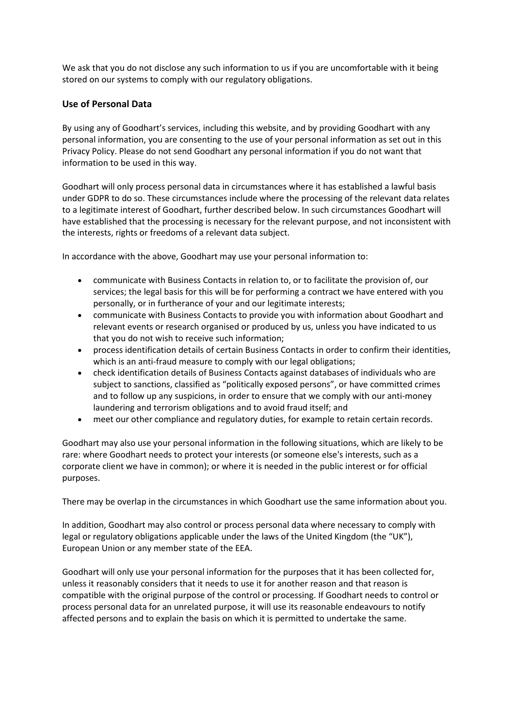We ask that you do not disclose any such information to us if you are uncomfortable with it being stored on our systems to comply with our regulatory obligations.

### Use of Personal Data

By using any of Goodhart's services, including this website, and by providing Goodhart with any personal information, you are consenting to the use of your personal information as set out in this Privacy Policy. Please do not send Goodhart any personal information if you do not want that information to be used in this way.

Goodhart will only process personal data in circumstances where it has established a lawful basis under GDPR to do so. These circumstances include where the processing of the relevant data relates to a legitimate interest of Goodhart, further described below. In such circumstances Goodhart will have established that the processing is necessary for the relevant purpose, and not inconsistent with the interests, rights or freedoms of a relevant data subject.

In accordance with the above, Goodhart may use your personal information to:

- communicate with Business Contacts in relation to, or to facilitate the provision of, our services; the legal basis for this will be for performing a contract we have entered with you personally, or in furtherance of your and our legitimate interests;
- communicate with Business Contacts to provide you with information about Goodhart and relevant events or research organised or produced by us, unless you have indicated to us that you do not wish to receive such information;
- process identification details of certain Business Contacts in order to confirm their identities, which is an anti-fraud measure to comply with our legal obligations;
- check identification details of Business Contacts against databases of individuals who are subject to sanctions, classified as "politically exposed persons", or have committed crimes and to follow up any suspicions, in order to ensure that we comply with our anti-money laundering and terrorism obligations and to avoid fraud itself; and
- meet our other compliance and regulatory duties, for example to retain certain records.

Goodhart may also use your personal information in the following situations, which are likely to be rare: where Goodhart needs to protect your interests (or someone else's interests, such as a corporate client we have in common); or where it is needed in the public interest or for official purposes.

There may be overlap in the circumstances in which Goodhart use the same information about you.

In addition, Goodhart may also control or process personal data where necessary to comply with legal or regulatory obligations applicable under the laws of the United Kingdom (the "UK"), European Union or any member state of the EEA.

Goodhart will only use your personal information for the purposes that it has been collected for, unless it reasonably considers that it needs to use it for another reason and that reason is compatible with the original purpose of the control or processing. If Goodhart needs to control or process personal data for an unrelated purpose, it will use its reasonable endeavours to notify affected persons and to explain the basis on which it is permitted to undertake the same.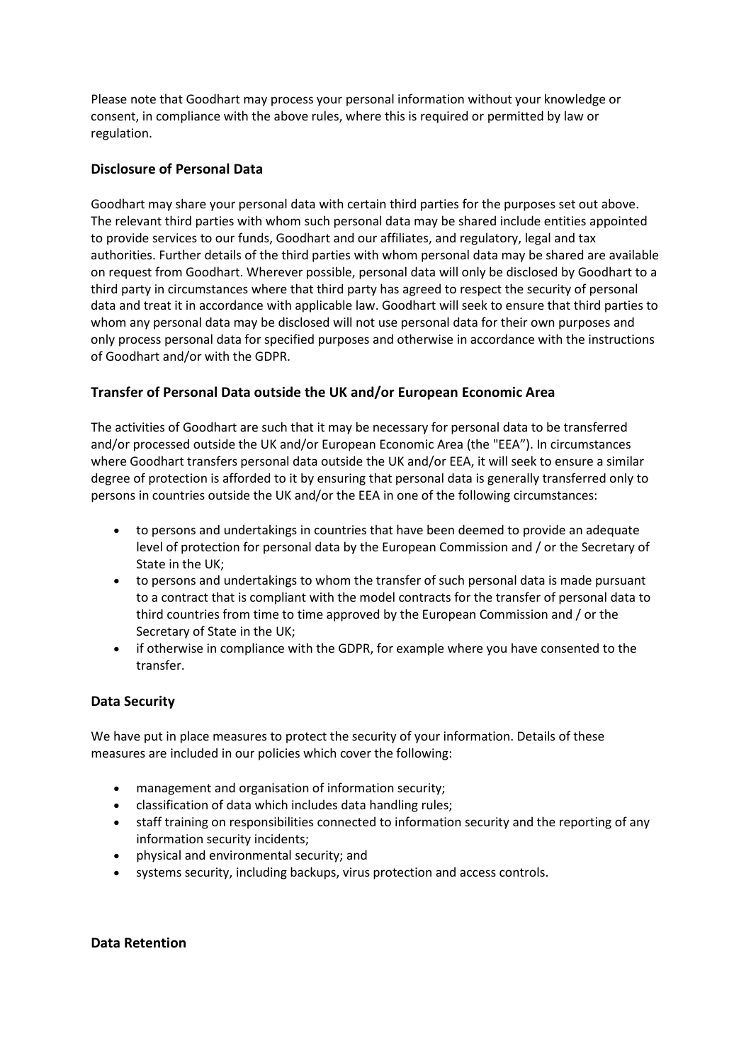Please note that Goodhart may process your personal information without your knowledge or consent, in compliance with the above rules, where this is required or permitted by law or regulation.

### Disclosure of Personal Data

Goodhart may share your personal data with certain third parties for the purposes set out above. The relevant third parties with whom such personal data may be shared include entities appointed to provide services to our funds, Goodhart and our affiliates, and regulatory, legal and tax authorities. Further details of the third parties with whom personal data may be shared are available on request from Goodhart. Wherever possible, personal data will only be disclosed by Goodhart to a third party in circumstances where that third party has agreed to respect the security of personal data and treat it in accordance with applicable law. Goodhart will seek to ensure that third parties to whom any personal data may be disclosed will not use personal data for their own purposes and only process personal data for specified purposes and otherwise in accordance with the instructions of Goodhart and/or with the GDPR.

### Transfer of Personal Data outside the UK and/or European Economic Area

The activities of Goodhart are such that it may be necessary for personal data to be transferred and/or processed outside the UK and/or European Economic Area (the "EEA"). In circumstances where Goodhart transfers personal data outside the UK and/or EEA, it will seek to ensure a similar degree of protection is afforded to it by ensuring that personal data is generally transferred only to persons in countries outside the UK and/or the EEA in one of the following circumstances:

- to persons and undertakings in countries that have been deemed to provide an adequate level of protection for personal data by the European Commission and / or the Secretary of State in the UK;
- to persons and undertakings to whom the transfer of such personal data is made pursuant to a contract that is compliant with the model contracts for the transfer of personal data to third countries from time to time approved by the European Commission and / or the Secretary of State in the UK;
- if otherwise in compliance with the GDPR, for example where you have consented to the transfer.

### Data Security

We have put in place measures to protect the security of your information. Details of these measures are included in our policies which cover the following:

- management and organisation of information security;
- classification of data which includes data handling rules;
- staff training on responsibilities connected to information security and the reporting of any information security incidents;
- physical and environmental security; and
- systems security, including backups, virus protection and access controls.

### Data Retention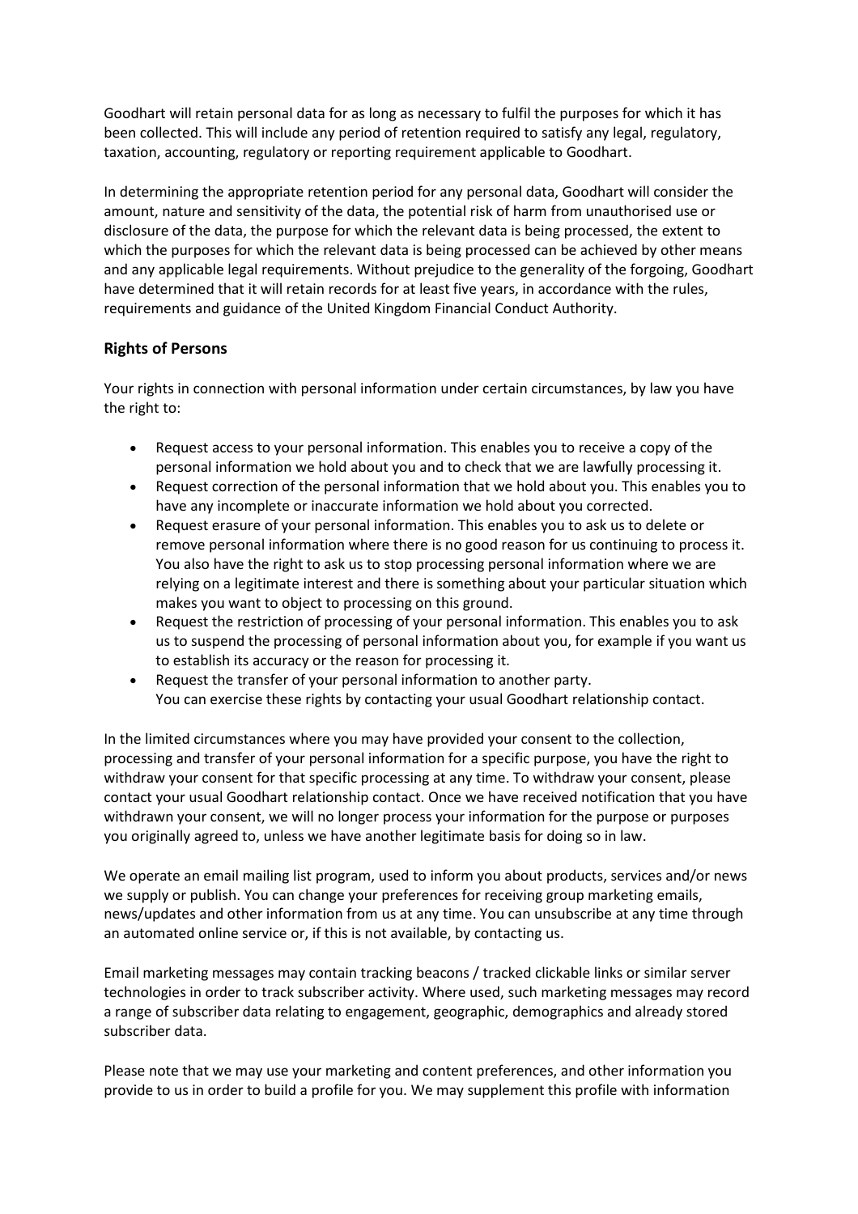Goodhart will retain personal data for as long as necessary to fulfil the purposes for which it has been collected. This will include any period of retention required to satisfy any legal, regulatory, taxation, accounting, regulatory or reporting requirement applicable to Goodhart.

In determining the appropriate retention period for any personal data, Goodhart will consider the amount, nature and sensitivity of the data, the potential risk of harm from unauthorised use or disclosure of the data, the purpose for which the relevant data is being processed, the extent to which the purposes for which the relevant data is being processed can be achieved by other means and any applicable legal requirements. Without prejudice to the generality of the forgoing, Goodhart have determined that it will retain records for at least five years, in accordance with the rules, requirements and guidance of the United Kingdom Financial Conduct Authority.

## Rights of Persons

Your rights in connection with personal information under certain circumstances, by law you have the right to:

- Request access to your personal information. This enables you to receive a copy of the personal information we hold about you and to check that we are lawfully processing it.
- Request correction of the personal information that we hold about you. This enables you to have any incomplete or inaccurate information we hold about you corrected.
- Request erasure of your personal information. This enables you to ask us to delete or remove personal information where there is no good reason for us continuing to process it. You also have the right to ask us to stop processing personal information where we are relying on a legitimate interest and there is something about your particular situation which makes you want to object to processing on this ground.
- Request the restriction of processing of your personal information. This enables you to ask us to suspend the processing of personal information about you, for example if you want us to establish its accuracy or the reason for processing it.
- Request the transfer of your personal information to another party.
  You can exercise these rights by contacting your usual Goodhart relationship contact.

In the limited circumstances where you may have provided your consent to the collection, processing and transfer of your personal information for a specific purpose, you have the right to withdraw your consent for that specific processing at any time. To withdraw your consent, please contact your usual Goodhart relationship contact. Once we have received notification that you have withdrawn your consent, we will no longer process your information for the purpose or purposes you originally agreed to, unless we have another legitimate basis for doing so in law.

We operate an email mailing list program, used to inform you about products, services and/or news we supply or publish. You can change your preferences for receiving group marketing emails, news/updates and other information from us at any time. You can unsubscribe at any time through an automated online service or, if this is not available, by contacting us.

Email marketing messages may contain tracking beacons / tracked clickable links or similar server technologies in order to track subscriber activity. Where used, such marketing messages may record a range of subscriber data relating to engagement, geographic, demographics and already stored subscriber data.

Please note that we may use your marketing and content preferences, and other information you provide to us in order to build a profile for you. We may supplement this profile with information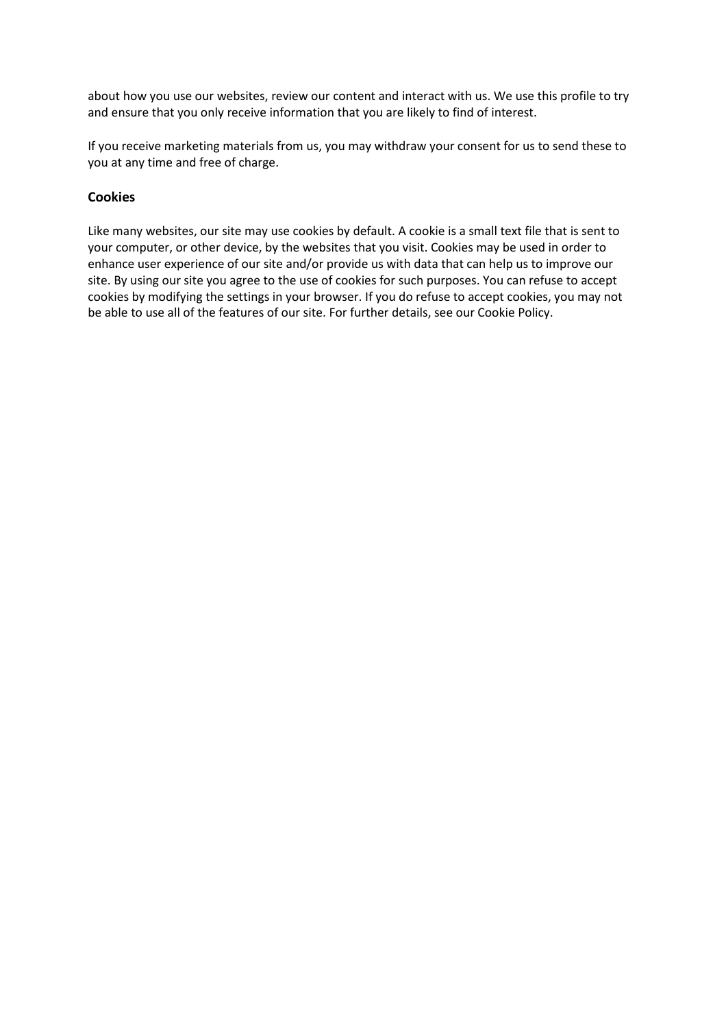about how you use our websites, review our content and interact with us. We use this profile to try and ensure that you only receive information that you are likely to find of interest.

If you receive marketing materials from us, you may withdraw your consent for us to send these to you at any time and free of charge.

### Cookies

Like many websites, our site may use cookies by default. A cookie is a small text file that is sent to your computer, or other device, by the websites that you visit. Cookies may be used in order to enhance user experience of our site and/or provide us with data that can help us to improve our site. By using our site you agree to the use of cookies for such purposes. You can refuse to accept cookies by modifying the settings in your browser. If you do refuse to accept cookies, you may not be able to use all of the features of our site. For further details, see our Cookie Policy.